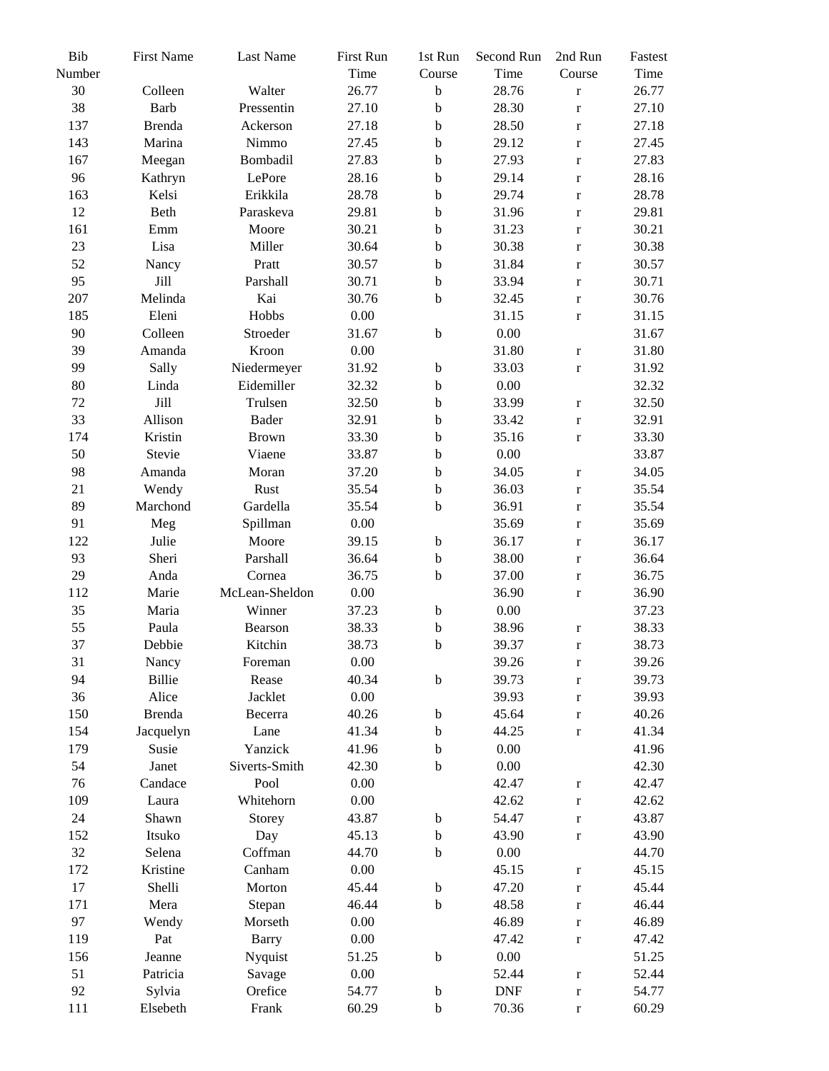| Bib Number | First Name | Last Name | First Run Time | 1st Run Course | Second Run Time | 2nd Run Course | Fastest Time |
|---|---|---|---|---|---|---|---|
| 30 | Colleen | Walter | 26.77 | b | 28.76 | r | 26.77 |
| 38 | Barb | Pressentin | 27.10 | b | 28.30 | r | 27.10 |
| 137 | Brenda | Ackerson | 27.18 | b | 28.50 | r | 27.18 |
| 143 | Marina | Nimmo | 27.45 | b | 29.12 | r | 27.45 |
| 167 | Meegan | Bombadil | 27.83 | b | 27.93 | r | 27.83 |
| 96 | Kathryn | LePore | 28.16 | b | 29.14 | r | 28.16 |
| 163 | Kelsi | Erikkila | 28.78 | b | 29.74 | r | 28.78 |
| 12 | Beth | Paraskeva | 29.81 | b | 31.96 | r | 29.81 |
| 161 | Emm | Moore | 30.21 | b | 31.23 | r | 30.21 |
| 23 | Lisa | Miller | 30.64 | b | 30.38 | r | 30.38 |
| 52 | Nancy | Pratt | 30.57 | b | 31.84 | r | 30.57 |
| 95 | Jill | Parshall | 30.71 | b | 33.94 | r | 30.71 |
| 207 | Melinda | Kai | 30.76 | b | 32.45 | r | 30.76 |
| 185 | Eleni | Hobbs | 0.00 | | 31.15 | r | 31.15 |
| 90 | Colleen | Stroeder | 31.67 | b | 0.00 | | 31.67 |
| 39 | Amanda | Kroon | 0.00 | | 31.80 | r | 31.80 |
| 99 | Sally | Niedermeyer | 31.92 | b | 33.03 | r | 31.92 |
| 80 | Linda | Eidemiller | 32.32 | b | 0.00 | | 32.32 |
| 72 | Jill | Trulsen | 32.50 | b | 33.99 | r | 32.50 |
| 33 | Allison | Bader | 32.91 | b | 33.42 | r | 32.91 |
| 174 | Kristin | Brown | 33.30 | b | 35.16 | r | 33.30 |
| 50 | Stevie | Viaene | 33.87 | b | 0.00 | | 33.87 |
| 98 | Amanda | Moran | 37.20 | b | 34.05 | r | 34.05 |
| 21 | Wendy | Rust | 35.54 | b | 36.03 | r | 35.54 |
| 89 | Marchond | Gardella | 35.54 | b | 36.91 | r | 35.54 |
| 91 | Meg | Spillman | 0.00 | | 35.69 | r | 35.69 |
| 122 | Julie | Moore | 39.15 | b | 36.17 | r | 36.17 |
| 93 | Sheri | Parshall | 36.64 | b | 38.00 | r | 36.64 |
| 29 | Anda | Cornea | 36.75 | b | 37.00 | r | 36.75 |
| 112 | Marie | McLean-Sheldon | 0.00 | | 36.90 | r | 36.90 |
| 35 | Maria | Winner | 37.23 | b | 0.00 | | 37.23 |
| 55 | Paula | Bearson | 38.33 | b | 38.96 | r | 38.33 |
| 37 | Debbie | Kitchin | 38.73 | b | 39.37 | r | 38.73 |
| 31 | Nancy | Foreman | 0.00 | | 39.26 | r | 39.26 |
| 94 | Billie | Rease | 40.34 | b | 39.73 | r | 39.73 |
| 36 | Alice | Jacklet | 0.00 | | 39.93 | r | 39.93 |
| 150 | Brenda | Becerra | 40.26 | b | 45.64 | r | 40.26 |
| 154 | Jacquelyn | Lane | 41.34 | b | 44.25 | r | 41.34 |
| 179 | Susie | Yanzick | 41.96 | b | 0.00 | | 41.96 |
| 54 | Janet | Siverts-Smith | 42.30 | b | 0.00 | | 42.30 |
| 76 | Candace | Pool | 0.00 | | 42.47 | r | 42.47 |
| 109 | Laura | Whitehorn | 0.00 | | 42.62 | r | 42.62 |
| 24 | Shawn | Storey | 43.87 | b | 54.47 | r | 43.87 |
| 152 | Itsuko | Day | 45.13 | b | 43.90 | r | 43.90 |
| 32 | Selena | Coffman | 44.70 | b | 0.00 | | 44.70 |
| 172 | Kristine | Canham | 0.00 | | 45.15 | r | 45.15 |
| 17 | Shelli | Morton | 45.44 | b | 47.20 | r | 45.44 |
| 171 | Mera | Stepan | 46.44 | b | 48.58 | r | 46.44 |
| 97 | Wendy | Morseth | 0.00 | | 46.89 | r | 46.89 |
| 119 | Pat | Barry | 0.00 | | 47.42 | r | 47.42 |
| 156 | Jeanne | Nyquist | 51.25 | b | 0.00 | | 51.25 |
| 51 | Patricia | Savage | 0.00 | | 52.44 | r | 52.44 |
| 92 | Sylvia | Orefice | 54.77 | b | DNF | r | 54.77 |
| 111 | Elsebeth | Frank | 60.29 | b | 70.36 | r | 60.29 |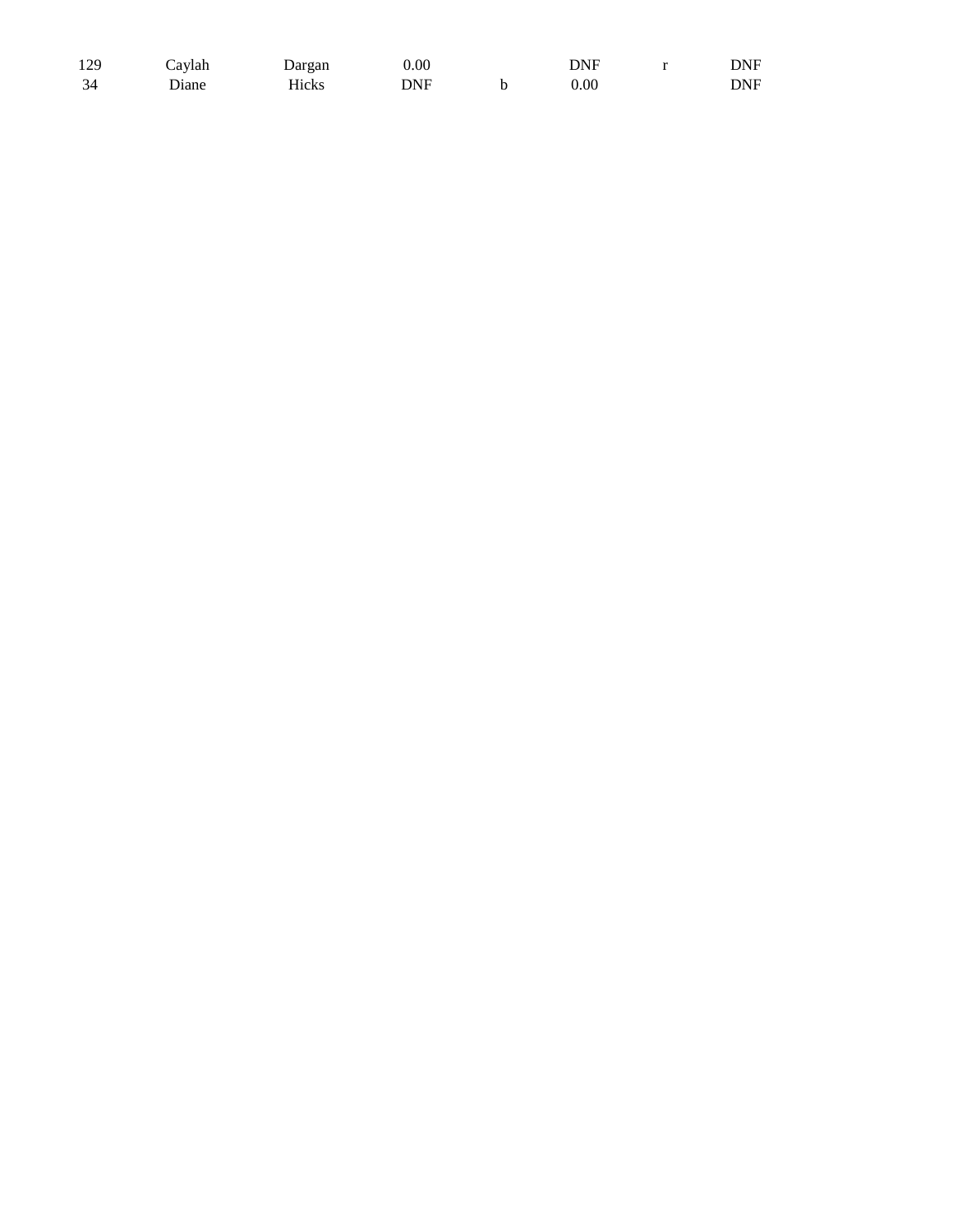| | | | | | | | |
|---|---|---|---|---|---|---|---|
| 129 | Caylah | Dargan | 0.00 | | DNF | r | DNF |
| 34 | Diane | Hicks | DNF | b | 0.00 | | DNF |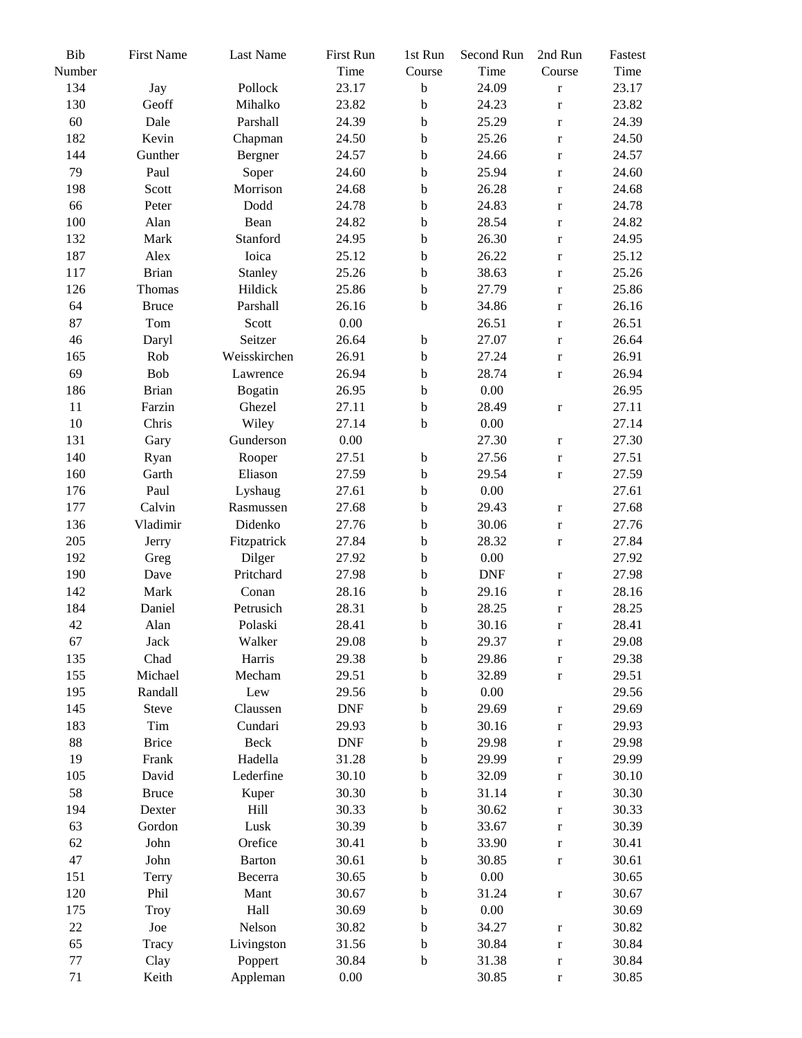| Bib Number | First Name | Last Name | First Run Time | 1st Run Course | Second Run Time | 2nd Run Course | Fastest Time |
|---|---|---|---|---|---|---|---|
| 134 | Jay | Pollock | 23.17 | b | 24.09 | r | 23.17 |
| 130 | Geoff | Mihalko | 23.82 | b | 24.23 | r | 23.82 |
| 60 | Dale | Parshall | 24.39 | b | 25.29 | r | 24.39 |
| 182 | Kevin | Chapman | 24.50 | b | 25.26 | r | 24.50 |
| 144 | Gunther | Bergner | 24.57 | b | 24.66 | r | 24.57 |
| 79 | Paul | Soper | 24.60 | b | 25.94 | r | 24.60 |
| 198 | Scott | Morrison | 24.68 | b | 26.28 | r | 24.68 |
| 66 | Peter | Dodd | 24.78 | b | 24.83 | r | 24.78 |
| 100 | Alan | Bean | 24.82 | b | 28.54 | r | 24.82 |
| 132 | Mark | Stanford | 24.95 | b | 26.30 | r | 24.95 |
| 187 | Alex | Ioica | 25.12 | b | 26.22 | r | 25.12 |
| 117 | Brian | Stanley | 25.26 | b | 38.63 | r | 25.26 |
| 126 | Thomas | Hildick | 25.86 | b | 27.79 | r | 25.86 |
| 64 | Bruce | Parshall | 26.16 | b | 34.86 | r | 26.16 |
| 87 | Tom | Scott | 0.00 | | 26.51 | r | 26.51 |
| 46 | Daryl | Seitzer | 26.64 | b | 27.07 | r | 26.64 |
| 165 | Rob | Weisskirchen | 26.91 | b | 27.24 | r | 26.91 |
| 69 | Bob | Lawrence | 26.94 | b | 28.74 | r | 26.94 |
| 186 | Brian | Bogatin | 26.95 | b | 0.00 | | 26.95 |
| 11 | Farzin | Ghezel | 27.11 | b | 28.49 | r | 27.11 |
| 10 | Chris | Wiley | 27.14 | b | 0.00 | | 27.14 |
| 131 | Gary | Gunderson | 0.00 | | 27.30 | r | 27.30 |
| 140 | Ryan | Rooper | 27.51 | b | 27.56 | r | 27.51 |
| 160 | Garth | Eliason | 27.59 | b | 29.54 | r | 27.59 |
| 176 | Paul | Lyshaug | 27.61 | b | 0.00 | | 27.61 |
| 177 | Calvin | Rasmussen | 27.68 | b | 29.43 | r | 27.68 |
| 136 | Vladimir | Didenko | 27.76 | b | 30.06 | r | 27.76 |
| 205 | Jerry | Fitzpatrick | 27.84 | b | 28.32 | r | 27.84 |
| 192 | Greg | Dilger | 27.92 | b | 0.00 | | 27.92 |
| 190 | Dave | Pritchard | 27.98 | b | DNF | r | 27.98 |
| 142 | Mark | Conan | 28.16 | b | 29.16 | r | 28.16 |
| 184 | Daniel | Petrusich | 28.31 | b | 28.25 | r | 28.25 |
| 42 | Alan | Polaski | 28.41 | b | 30.16 | r | 28.41 |
| 67 | Jack | Walker | 29.08 | b | 29.37 | r | 29.08 |
| 135 | Chad | Harris | 29.38 | b | 29.86 | r | 29.38 |
| 155 | Michael | Mecham | 29.51 | b | 32.89 | r | 29.51 |
| 195 | Randall | Lew | 29.56 | b | 0.00 | | 29.56 |
| 145 | Steve | Claussen | DNF | b | 29.69 | r | 29.69 |
| 183 | Tim | Cundari | 29.93 | b | 30.16 | r | 29.93 |
| 88 | Brice | Beck | DNF | b | 29.98 | r | 29.98 |
| 19 | Frank | Hadella | 31.28 | b | 29.99 | r | 29.99 |
| 105 | David | Lederfine | 30.10 | b | 32.09 | r | 30.10 |
| 58 | Bruce | Kuper | 30.30 | b | 31.14 | r | 30.30 |
| 194 | Dexter | Hill | 30.33 | b | 30.62 | r | 30.33 |
| 63 | Gordon | Lusk | 30.39 | b | 33.67 | r | 30.39 |
| 62 | John | Orefice | 30.41 | b | 33.90 | r | 30.41 |
| 47 | John | Barton | 30.61 | b | 30.85 | r | 30.61 |
| 151 | Terry | Becerra | 30.65 | b | 0.00 | | 30.65 |
| 120 | Phil | Mant | 30.67 | b | 31.24 | r | 30.67 |
| 175 | Troy | Hall | 30.69 | b | 0.00 | | 30.69 |
| 22 | Joe | Nelson | 30.82 | b | 34.27 | r | 30.82 |
| 65 | Tracy | Livingston | 31.56 | b | 30.84 | r | 30.84 |
| 77 | Clay | Poppert | 30.84 | b | 31.38 | r | 30.84 |
| 71 | Keith | Appleman | 0.00 | | 30.85 | r | 30.85 |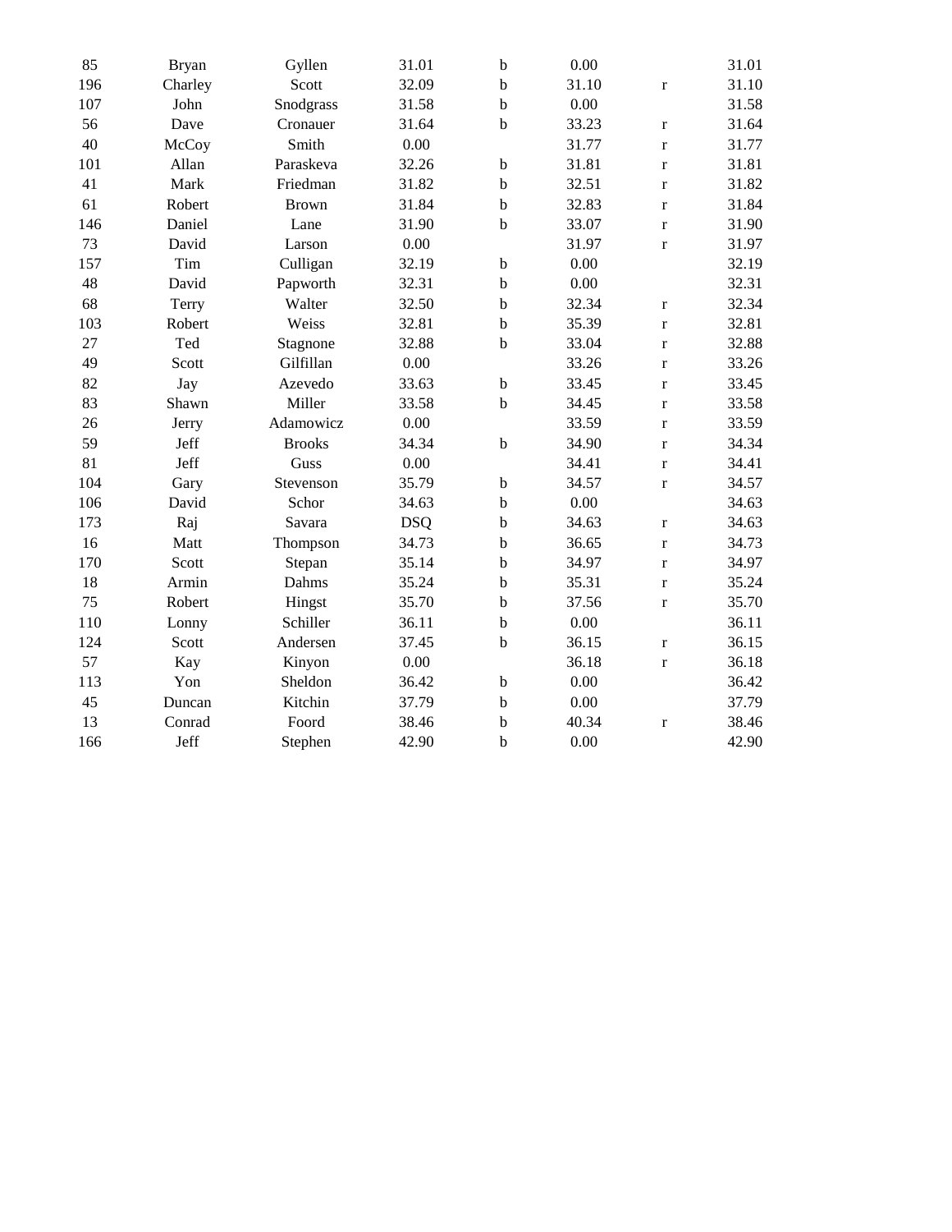| | | | | | | | |
|---|---|---|---|---|---|---|---|
| 85 | Bryan | Gyllen | 31.01 | b | 0.00 | | 31.01 |
| 196 | Charley | Scott | 32.09 | b | 31.10 | r | 31.10 |
| 107 | John | Snodgrass | 31.58 | b | 0.00 | | 31.58 |
| 56 | Dave | Cronauer | 31.64 | b | 33.23 | r | 31.64 |
| 40 | McCoy | Smith | 0.00 | | 31.77 | r | 31.77 |
| 101 | Allan | Paraskeva | 32.26 | b | 31.81 | r | 31.81 |
| 41 | Mark | Friedman | 31.82 | b | 32.51 | r | 31.82 |
| 61 | Robert | Brown | 31.84 | b | 32.83 | r | 31.84 |
| 146 | Daniel | Lane | 31.90 | b | 33.07 | r | 31.90 |
| 73 | David | Larson | 0.00 | | 31.97 | r | 31.97 |
| 157 | Tim | Culligan | 32.19 | b | 0.00 | | 32.19 |
| 48 | David | Papworth | 32.31 | b | 0.00 | | 32.31 |
| 68 | Terry | Walter | 32.50 | b | 32.34 | r | 32.34 |
| 103 | Robert | Weiss | 32.81 | b | 35.39 | r | 32.81 |
| 27 | Ted | Stagnone | 32.88 | b | 33.04 | r | 32.88 |
| 49 | Scott | Gilfillan | 0.00 | | 33.26 | r | 33.26 |
| 82 | Jay | Azevedo | 33.63 | b | 33.45 | r | 33.45 |
| 83 | Shawn | Miller | 33.58 | b | 34.45 | r | 33.58 |
| 26 | Jerry | Adamowicz | 0.00 | | 33.59 | r | 33.59 |
| 59 | Jeff | Brooks | 34.34 | b | 34.90 | r | 34.34 |
| 81 | Jeff | Guss | 0.00 | | 34.41 | r | 34.41 |
| 104 | Gary | Stevenson | 35.79 | b | 34.57 | r | 34.57 |
| 106 | David | Schor | 34.63 | b | 0.00 | | 34.63 |
| 173 | Raj | Savara | DSQ | b | 34.63 | r | 34.63 |
| 16 | Matt | Thompson | 34.73 | b | 36.65 | r | 34.73 |
| 170 | Scott | Stepan | 35.14 | b | 34.97 | r | 34.97 |
| 18 | Armin | Dahms | 35.24 | b | 35.31 | r | 35.24 |
| 75 | Robert | Hingst | 35.70 | b | 37.56 | r | 35.70 |
| 110 | Lonny | Schiller | 36.11 | b | 0.00 | | 36.11 |
| 124 | Scott | Andersen | 37.45 | b | 36.15 | r | 36.15 |
| 57 | Kay | Kinyon | 0.00 | | 36.18 | r | 36.18 |
| 113 | Yon | Sheldon | 36.42 | b | 0.00 | | 36.42 |
| 45 | Duncan | Kitchin | 37.79 | b | 0.00 | | 37.79 |
| 13 | Conrad | Foord | 38.46 | b | 40.34 | r | 38.46 |
| 166 | Jeff | Stephen | 42.90 | b | 0.00 | | 42.90 |